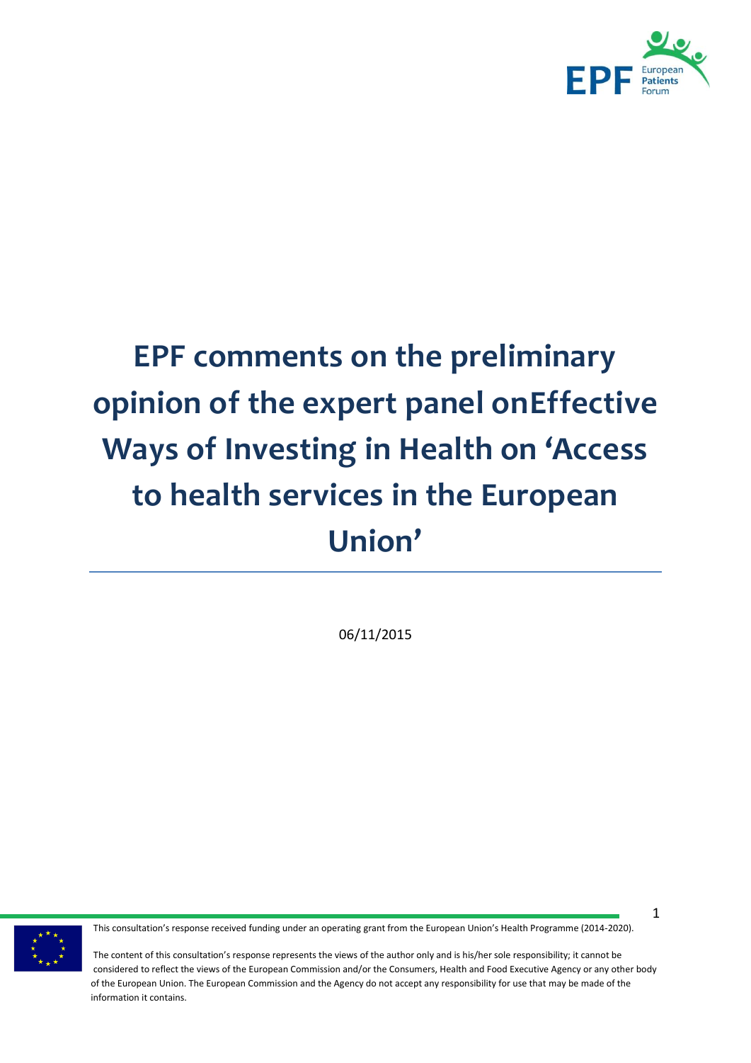# EPF comments on the preliminary opinion of the expert panel onEffective Ways of Investing in Health on 'Access to health services in the European Union'

06/11/2015

This consultation's response received funding under an operating grant from the European Union's Health Programme (2014-2020).

The content of this consultation's response represents the views of the author only and is his/her sole responsibility; it cannot be considered to reflect the views of the European Commission and/or the Consumers, Health and Food Executive Agency or any other body of the European Union. The European Commission and the Agency do not accept any responsibility for use that may be made of the information it contains.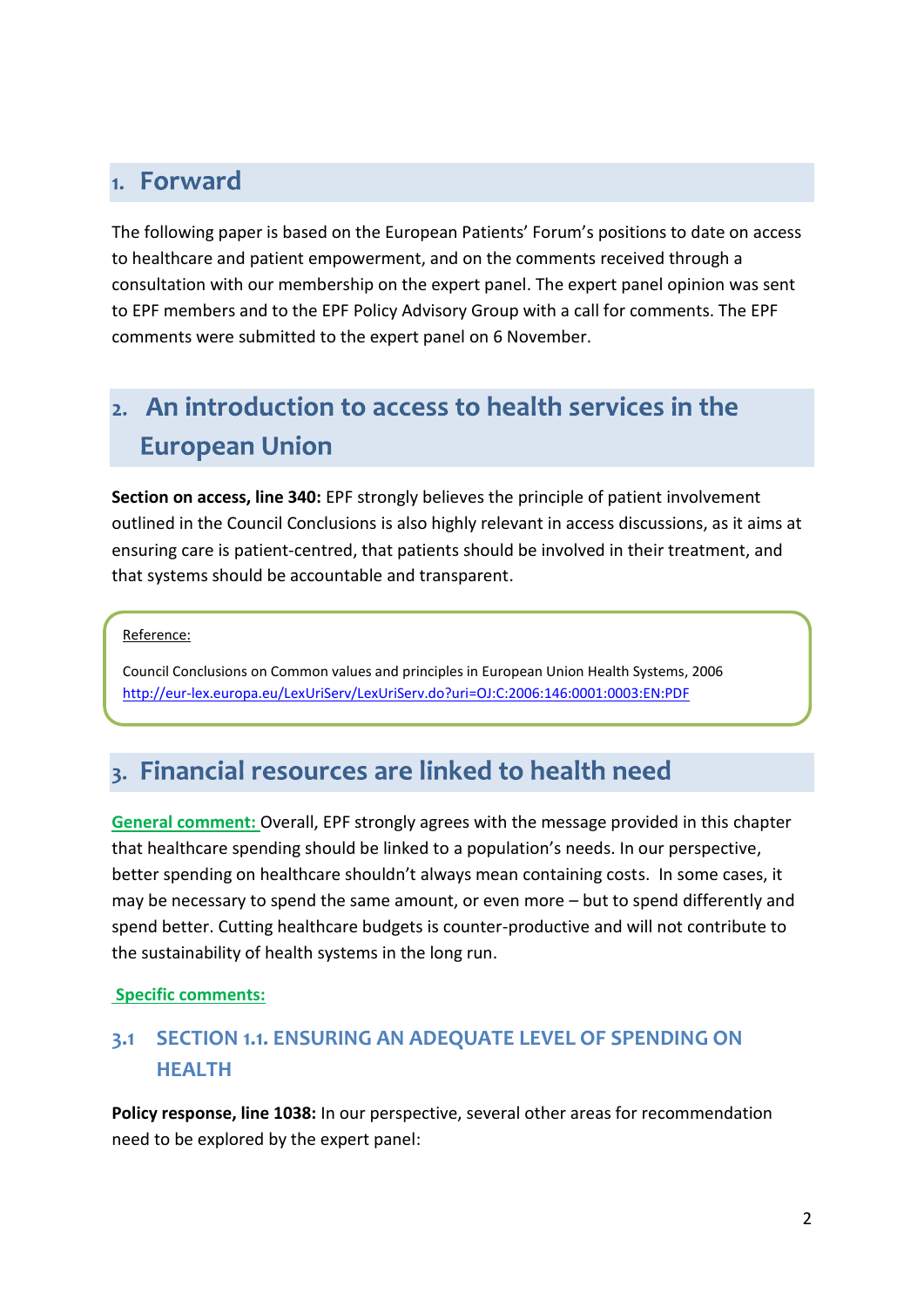## 1. Forward

The following paper is based on the European Patients' Forum's positions to date on access to healthcare and patient empowerment, and on the comments received through a consultation with our membership on the expert panel. The expert panel opinion was sent to EPF members and to the EPF Policy Advisory Group with a call for comments. The EPF comments were submitted to the expert panel on 6 November.

## 2. An introduction to access to health services in the European Union

**Section on access, line 340:** EPF strongly believes the principle of patient involvement outlined in the Council Conclusions is also highly relevant in access discussions, as it aims at ensuring care is patient-centred, that patients should be involved in their treatment, and that systems should be accountable and transparent.

> Reference:
>
> Council Conclusions on Common values and principles in European Union Health Systems, 2006
> http://eur-lex.europa.eu/LexUriServ/LexUriServ.do?uri=OJ:C:2006:146:0001:0003:EN:PDF

## 3. Financial resources are linked to health need

**General comment:** Overall, EPF strongly agrees with the message provided in this chapter that healthcare spending should be linked to a population's needs. In our perspective, better spending on healthcare shouldn't always mean containing costs. In some cases, it may be necessary to spend the same amount, or even more – but to spend differently and spend better. Cutting healthcare budgets is counter-productive and will not contribute to the sustainability of health systems in the long run.

**Specific comments:**

### 3.1 SECTION 1.1. ENSURING AN ADEQUATE LEVEL OF SPENDING ON HEALTH

**Policy response, line 1038:** In our perspective, several other areas for recommendation need to be explored by the expert panel: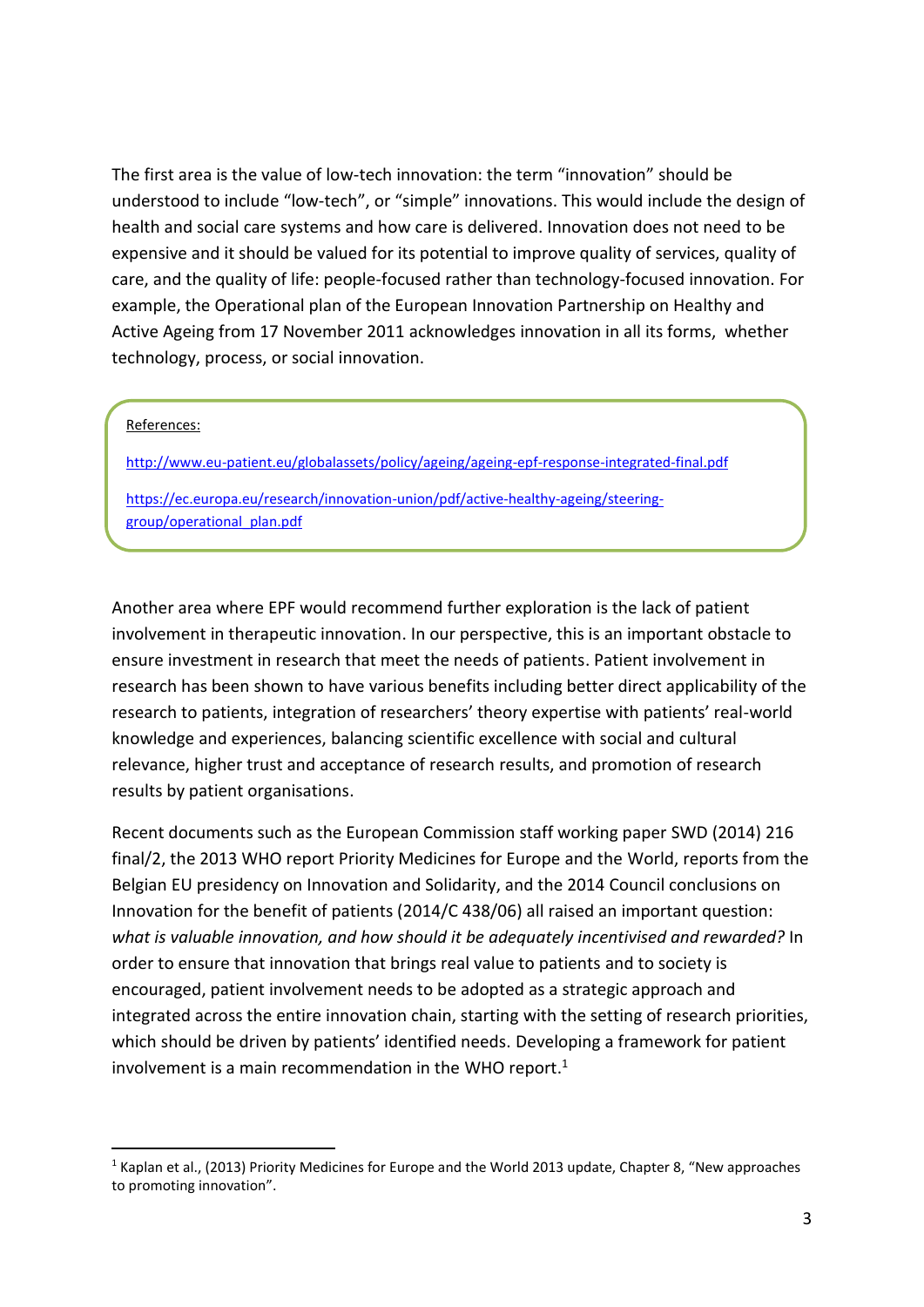The first area is the value of low-tech innovation: the term "innovation" should be understood to include "low-tech", or "simple" innovations. This would include the design of health and social care systems and how care is delivered. Innovation does not need to be expensive and it should be valued for its potential to improve quality of services, quality of care, and the quality of life: people-focused rather than technology-focused innovation. For example, the Operational plan of the European Innovation Partnership on Healthy and Active Ageing from 17 November 2011 acknowledges innovation in all its forms, whether technology, process, or social innovation.

References:

http://www.eu-patient.eu/globalassets/policy/ageing/ageing-epf-response-integrated-final.pdf

https://ec.europa.eu/research/innovation-union/pdf/active-healthy-ageing/steering-group/operational_plan.pdf

Another area where EPF would recommend further exploration is the lack of patient involvement in therapeutic innovation. In our perspective, this is an important obstacle to ensure investment in research that meet the needs of patients. Patient involvement in research has been shown to have various benefits including better direct applicability of the research to patients, integration of researchers' theory expertise with patients' real-world knowledge and experiences, balancing scientific excellence with social and cultural relevance, higher trust and acceptance of research results, and promotion of research results by patient organisations.

Recent documents such as the European Commission staff working paper SWD (2014) 216 final/2, the 2013 WHO report Priority Medicines for Europe and the World, reports from the Belgian EU presidency on Innovation and Solidarity, and the 2014 Council conclusions on Innovation for the benefit of patients (2014/C 438/06) all raised an important question: *what is valuable innovation, and how should it be adequately incentivised and rewarded?* In order to ensure that innovation that brings real value to patients and to society is encouraged, patient involvement needs to be adopted as a strategic approach and integrated across the entire innovation chain, starting with the setting of research priorities, which should be driven by patients' identified needs. Developing a framework for patient involvement is a main recommendation in the WHO report.[1]

[1] Kaplan et al., (2013) Priority Medicines for Europe and the World 2013 update, Chapter 8, "New approaches to promoting innovation".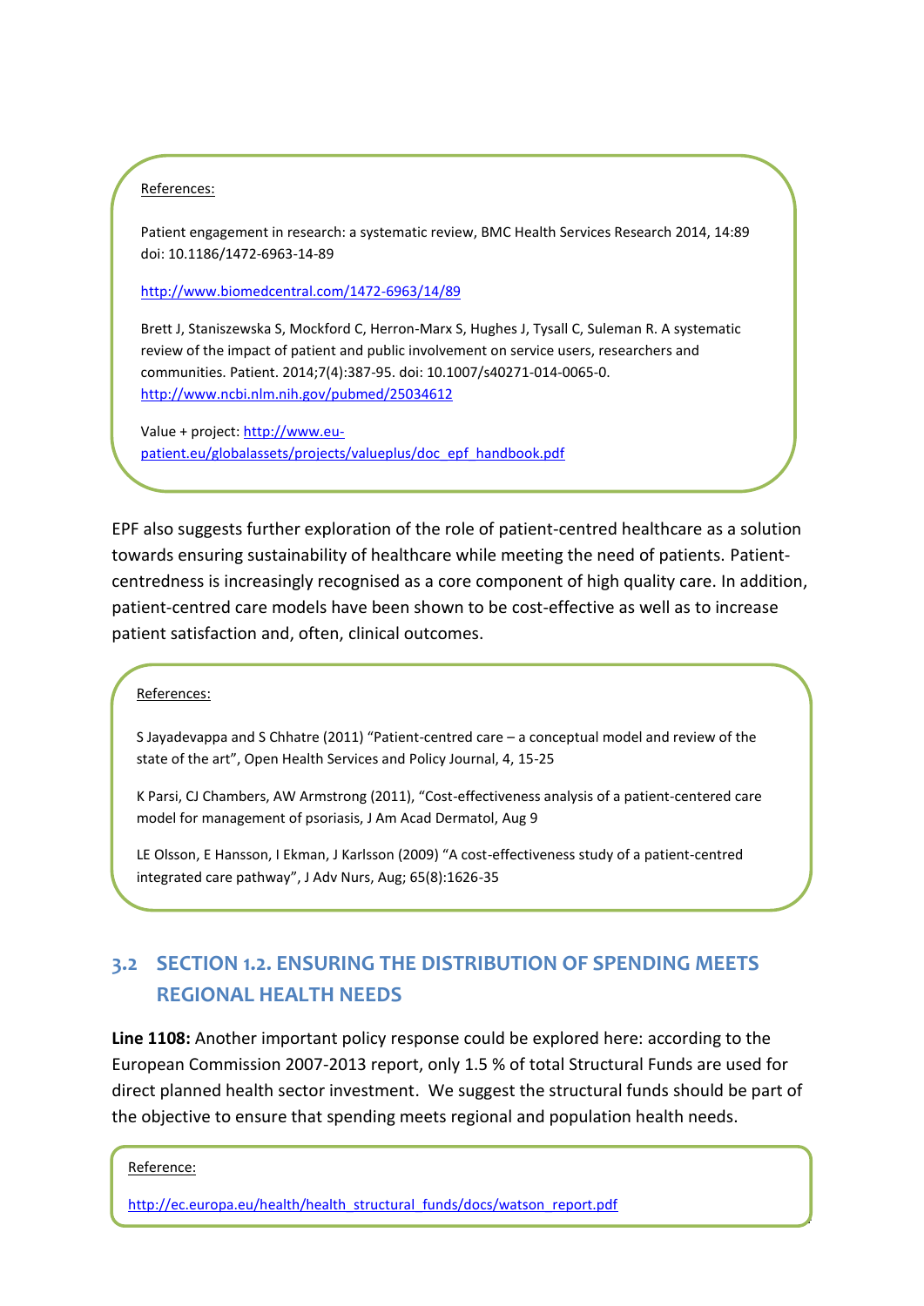References:

Patient engagement in research: a systematic review, BMC Health Services Research 2014, 14:89 doi: 10.1186/1472-6963-14-89

http://www.biomedcentral.com/1472-6963/14/89

Brett J, Staniszewska S, Mockford C, Herron-Marx S, Hughes J, Tysall C, Suleman R. A systematic review of the impact of patient and public involvement on service users, researchers and communities. Patient. 2014;7(4):387-95. doi: 10.1007/s40271-014-0065-0. http://www.ncbi.nlm.nih.gov/pubmed/25034612

Value + project: http://www.eu-patient.eu/globalassets/projects/valueplus/doc_epf_handbook.pdf

EPF also suggests further exploration of the role of patient-centred healthcare as a solution towards ensuring sustainability of healthcare while meeting the need of patients. Patient-centredness is increasingly recognised as a core component of high quality care. In addition, patient-centred care models have been shown to be cost-effective as well as to increase patient satisfaction and, often, clinical outcomes.

References:

S Jayadevappa and S Chhatre (2011) "Patient-centred care – a conceptual model and review of the state of the art", Open Health Services and Policy Journal, 4, 15-25

K Parsi, CJ Chambers, AW Armstrong (2011), "Cost-effectiveness analysis of a patient-centered care model for management of psoriasis, J Am Acad Dermatol, Aug 9

LE Olsson, E Hansson, I Ekman, J Karlsson (2009) "A cost-effectiveness study of a patient-centred integrated care pathway", J Adv Nurs, Aug; 65(8):1626-35

## 3.2 SECTION 1.2. ENSURING THE DISTRIBUTION OF SPENDING MEETS REGIONAL HEALTH NEEDS

**Line 1108:** Another important policy response could be explored here: according to the European Commission 2007-2013 report, only 1.5 % of total Structural Funds are used for direct planned health sector investment. We suggest the structural funds should be part of the objective to ensure that spending meets regional and population health needs.

Reference:

http://ec.europa.eu/health/health_structural_funds/docs/watson_report.pdf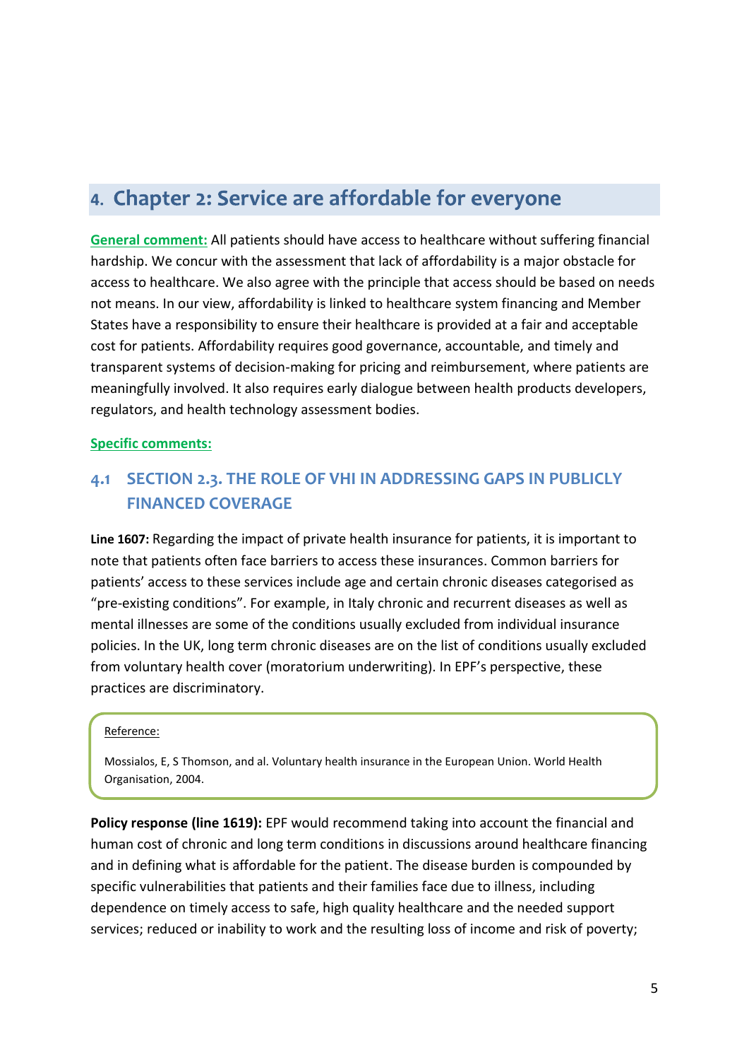## 4. Chapter 2: Service are affordable for everyone

**General comment:** All patients should have access to healthcare without suffering financial hardship. We concur with the assessment that lack of affordability is a major obstacle for access to healthcare. We also agree with the principle that access should be based on needs not means. In our view, affordability is linked to healthcare system financing and Member States have a responsibility to ensure their healthcare is provided at a fair and acceptable cost for patients. Affordability requires good governance, accountable, and timely and transparent systems of decision-making for pricing and reimbursement, where patients are meaningfully involved. It also requires early dialogue between health products developers, regulators, and health technology assessment bodies.

**Specific comments:**

### 4.1 SECTION 2.3. THE ROLE OF VHI IN ADDRESSING GAPS IN PUBLICLY FINANCED COVERAGE

**Line 1607:** Regarding the impact of private health insurance for patients, it is important to note that patients often face barriers to access these insurances. Common barriers for patients' access to these services include age and certain chronic diseases categorised as "pre-existing conditions". For example, in Italy chronic and recurrent diseases as well as mental illnesses are some of the conditions usually excluded from individual insurance policies. In the UK, long term chronic diseases are on the list of conditions usually excluded from voluntary health cover (moratorium underwriting). In EPF's perspective, these practices are discriminatory.

> Reference:
>
> Mossialos, E, S Thomson, and al. Voluntary health insurance in the European Union. World Health Organisation, 2004.

**Policy response (line 1619):** EPF would recommend taking into account the financial and human cost of chronic and long term conditions in discussions around healthcare financing and in defining what is affordable for the patient. The disease burden is compounded by specific vulnerabilities that patients and their families face due to illness, including dependence on timely access to safe, high quality healthcare and the needed support services; reduced or inability to work and the resulting loss of income and risk of poverty;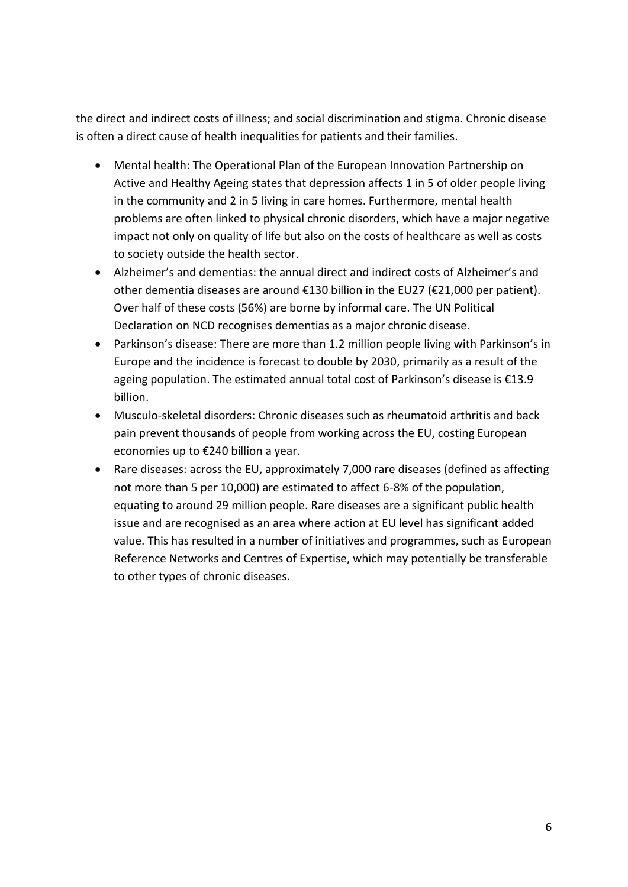the direct and indirect costs of illness; and social discrimination and stigma. Chronic disease is often a direct cause of health inequalities for patients and their families.

- Mental health: The Operational Plan of the European Innovation Partnership on Active and Healthy Ageing states that depression affects 1 in 5 of older people living in the community and 2 in 5 living in care homes. Furthermore, mental health problems are often linked to physical chronic disorders, which have a major negative impact not only on quality of life but also on the costs of healthcare as well as costs to society outside the health sector.
- Alzheimer's and dementias: the annual direct and indirect costs of Alzheimer's and other dementia diseases are around €130 billion in the EU27 (€21,000 per patient). Over half of these costs (56%) are borne by informal care. The UN Political Declaration on NCD recognises dementias as a major chronic disease.
- Parkinson's disease: There are more than 1.2 million people living with Parkinson's in Europe and the incidence is forecast to double by 2030, primarily as a result of the ageing population. The estimated annual total cost of Parkinson's disease is €13.9 billion.
- Musculo-skeletal disorders: Chronic diseases such as rheumatoid arthritis and back pain prevent thousands of people from working across the EU, costing European economies up to €240 billion a year.
- Rare diseases: across the EU, approximately 7,000 rare diseases (defined as affecting not more than 5 per 10,000) are estimated to affect 6-8% of the population, equating to around 29 million people. Rare diseases are a significant public health issue and are recognised as an area where action at EU level has significant added value. This has resulted in a number of initiatives and programmes, such as European Reference Networks and Centres of Expertise, which may potentially be transferable to other types of chronic diseases.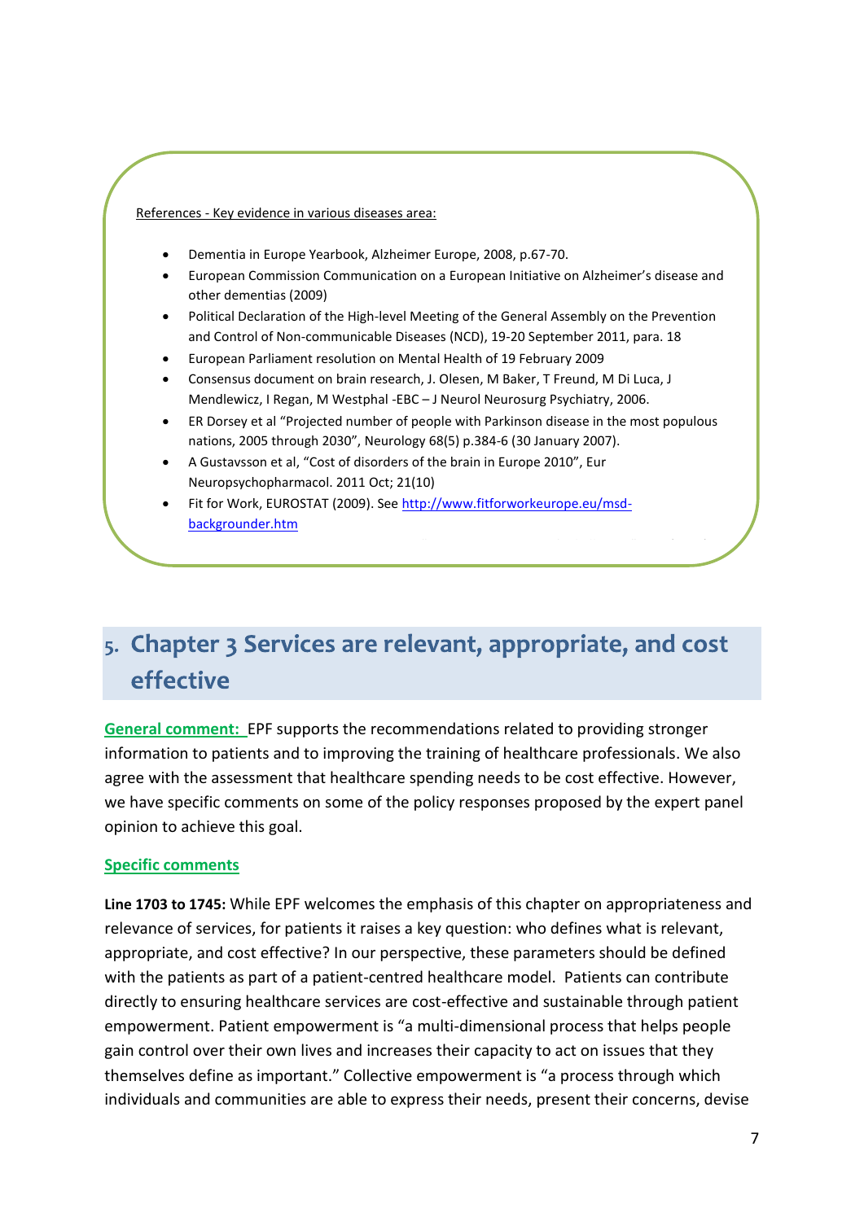References - Key evidence in various diseases area:

- Dementia in Europe Yearbook, Alzheimer Europe, 2008, p.67-70.
- European Commission Communication on a European Initiative on Alzheimer's disease and other dementias (2009)
- Political Declaration of the High-level Meeting of the General Assembly on the Prevention and Control of Non-communicable Diseases (NCD), 19-20 September 2011, para. 18
- European Parliament resolution on Mental Health of 19 February 2009
- Consensus document on brain research, J. Olesen, M Baker, T Freund, M Di Luca, J Mendlewicz, I Regan, M Westphal -EBC – J Neurol Neurosurg Psychiatry, 2006.
- ER Dorsey et al "Projected number of people with Parkinson disease in the most populous nations, 2005 through 2030", Neurology 68(5) p.384-6 (30 January 2007).
- A Gustavsson et al, "Cost of disorders of the brain in Europe 2010", Eur Neuropsychopharmacol. 2011 Oct; 21(10)
- Fit for Work, EUROSTAT (2009). See [http://www.fitforworkeurope.eu/msd-backgrounder.htm](http://www.fitforworkeurope.eu/msd-backgrounder.htm)

# 5. Chapter 3 Services are relevant, appropriate, and cost effective

**General comment:** EPF supports the recommendations related to providing stronger information to patients and to improving the training of healthcare professionals. We also agree with the assessment that healthcare spending needs to be cost effective. However, we have specific comments on some of the policy responses proposed by the expert panel opinion to achieve this goal.

**Specific comments**

**Line 1703 to 1745:** While EPF welcomes the emphasis of this chapter on appropriateness and relevance of services, for patients it raises a key question: who defines what is relevant, appropriate, and cost effective? In our perspective, these parameters should be defined with the patients as part of a patient-centred healthcare model. Patients can contribute directly to ensuring healthcare services are cost-effective and sustainable through patient empowerment. Patient empowerment is "a multi-dimensional process that helps people gain control over their own lives and increases their capacity to act on issues that they themselves define as important." Collective empowerment is "a process through which individuals and communities are able to express their needs, present their concerns, devise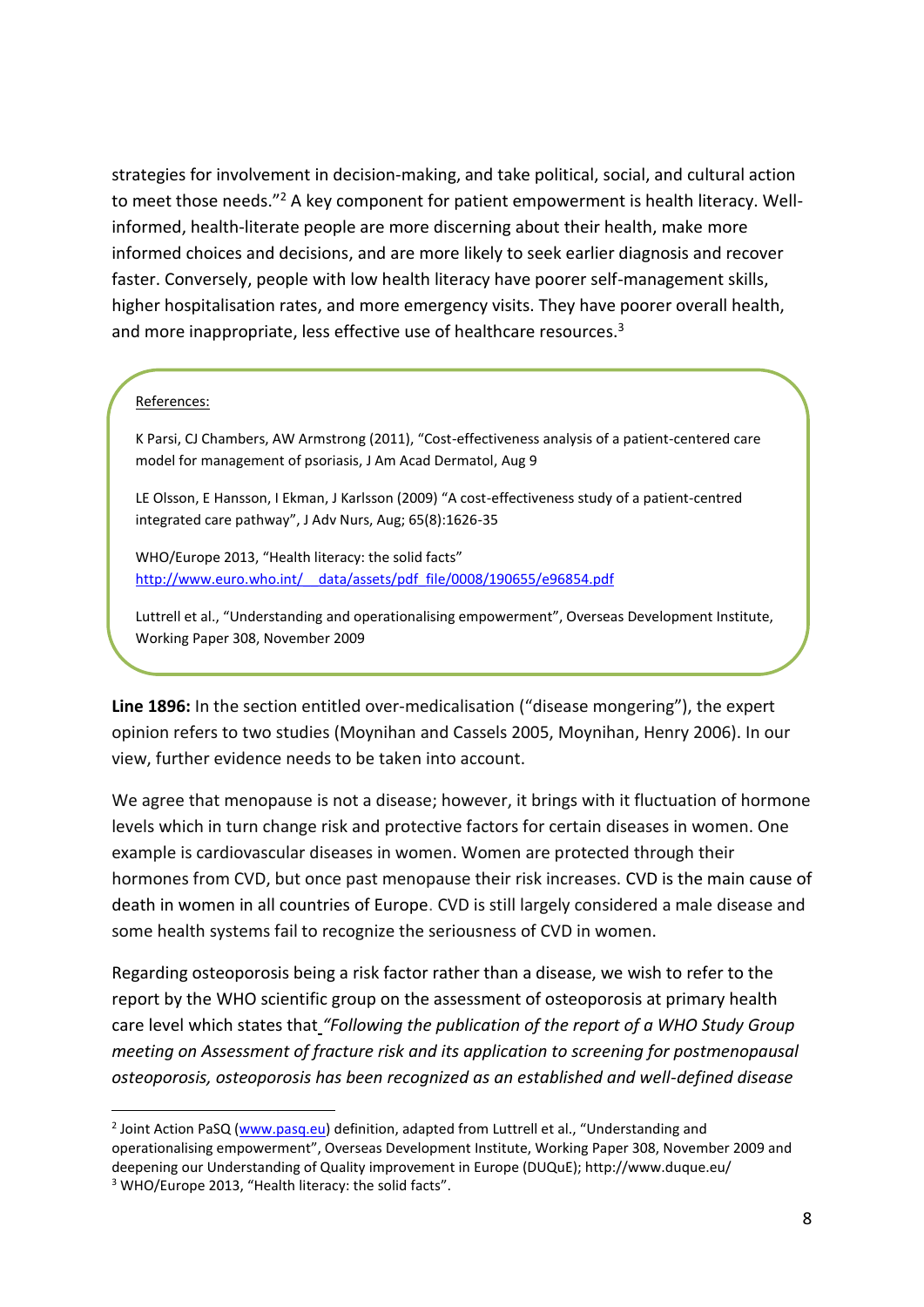strategies for involvement in decision-making, and take political, social, and cultural action to meet those needs."[2] A key component for patient empowerment is health literacy. Well-informed, health-literate people are more discerning about their health, make more informed choices and decisions, and are more likely to seek earlier diagnosis and recover faster. Conversely, people with low health literacy have poorer self-management skills, higher hospitalisation rates, and more emergency visits. They have poorer overall health, and more inappropriate, less effective use of healthcare resources.[3]

References:

K Parsi, CJ Chambers, AW Armstrong (2011), "Cost-effectiveness analysis of a patient-centered care model for management of psoriasis, J Am Acad Dermatol, Aug 9

LE Olsson, E Hansson, I Ekman, J Karlsson (2009) "A cost-effectiveness study of a patient-centred integrated care pathway", J Adv Nurs, Aug; 65(8):1626-35

WHO/Europe 2013, "Health literacy: the solid facts" http://www.euro.who.int/__data/assets/pdf_file/0008/190655/e96854.pdf

Luttrell et al., "Understanding and operationalising empowerment", Overseas Development Institute, Working Paper 308, November 2009

**Line 1896:** In the section entitled over-medicalisation ("disease mongering"), the expert opinion refers to two studies (Moynihan and Cassels 2005, Moynihan, Henry 2006). In our view, further evidence needs to be taken into account.

We agree that menopause is not a disease; however, it brings with it fluctuation of hormone levels which in turn change risk and protective factors for certain diseases in women. One example is cardiovascular diseases in women. Women are protected through their hormones from CVD, but once past menopause their risk increases. CVD is the main cause of death in women in all countries of Europe. CVD is still largely considered a male disease and some health systems fail to recognize the seriousness of CVD in women.

Regarding osteoporosis being a risk factor rather than a disease, we wish to refer to the report by the WHO scientific group on the assessment of osteoporosis at primary health care level which states that *"Following the publication of the report of a WHO Study Group meeting on Assessment of fracture risk and its application to screening for postmenopausal osteoporosis, osteoporosis has been recognized as an established and well-defined disease*

---

[2] Joint Action PaSQ (www.pasq.eu) definition, adapted from Luttrell et al., "Understanding and operationalising empowerment", Overseas Development Institute, Working Paper 308, November 2009 and deepening our Understanding of Quality improvement in Europe (DUQuE); http://www.duque.eu/

[3] WHO/Europe 2013, "Health literacy: the solid facts".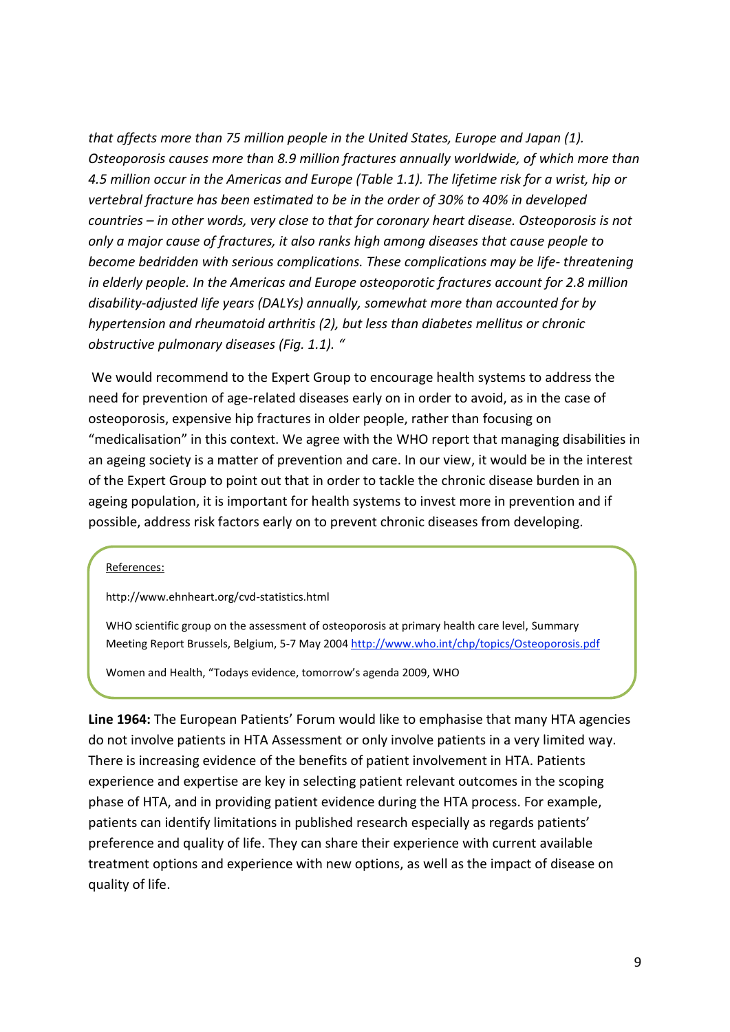*that affects more than 75 million people in the United States, Europe and Japan (1). Osteoporosis causes more than 8.9 million fractures annually worldwide, of which more than 4.5 million occur in the Americas and Europe (Table 1.1). The lifetime risk for a wrist, hip or vertebral fracture has been estimated to be in the order of 30% to 40% in developed countries – in other words, very close to that for coronary heart disease. Osteoporosis is not only a major cause of fractures, it also ranks high among diseases that cause people to become bedridden with serious complications. These complications may be life- threatening in elderly people. In the Americas and Europe osteoporotic fractures account for 2.8 million disability-adjusted life years (DALYs) annually, somewhat more than accounted for by hypertension and rheumatoid arthritis (2), but less than diabetes mellitus or chronic obstructive pulmonary diseases (Fig. 1.1). "*

We would recommend to the Expert Group to encourage health systems to address the need for prevention of age-related diseases early on in order to avoid, as in the case of osteoporosis, expensive hip fractures in older people, rather than focusing on "medicalisation" in this context. We agree with the WHO report that managing disabilities in an ageing society is a matter of prevention and care. In our view, it would be in the interest of the Expert Group to point out that in order to tackle the chronic disease burden in an ageing population, it is important for health systems to invest more in prevention and if possible, address risk factors early on to prevent chronic diseases from developing.

References:

http://www.ehnheart.org/cvd-statistics.html

WHO scientific group on the assessment of osteoporosis at primary health care level, Summary Meeting Report Brussels, Belgium, 5-7 May 2004 http://www.who.int/chp/topics/Osteoporosis.pdf

Women and Health, "Todays evidence, tomorrow's agenda 2009, WHO

**Line 1964:** The European Patients' Forum would like to emphasise that many HTA agencies do not involve patients in HTA Assessment or only involve patients in a very limited way. There is increasing evidence of the benefits of patient involvement in HTA. Patients experience and expertise are key in selecting patient relevant outcomes in the scoping phase of HTA, and in providing patient evidence during the HTA process. For example, patients can identify limitations in published research especially as regards patients' preference and quality of life. They can share their experience with current available treatment options and experience with new options, as well as the impact of disease on quality of life.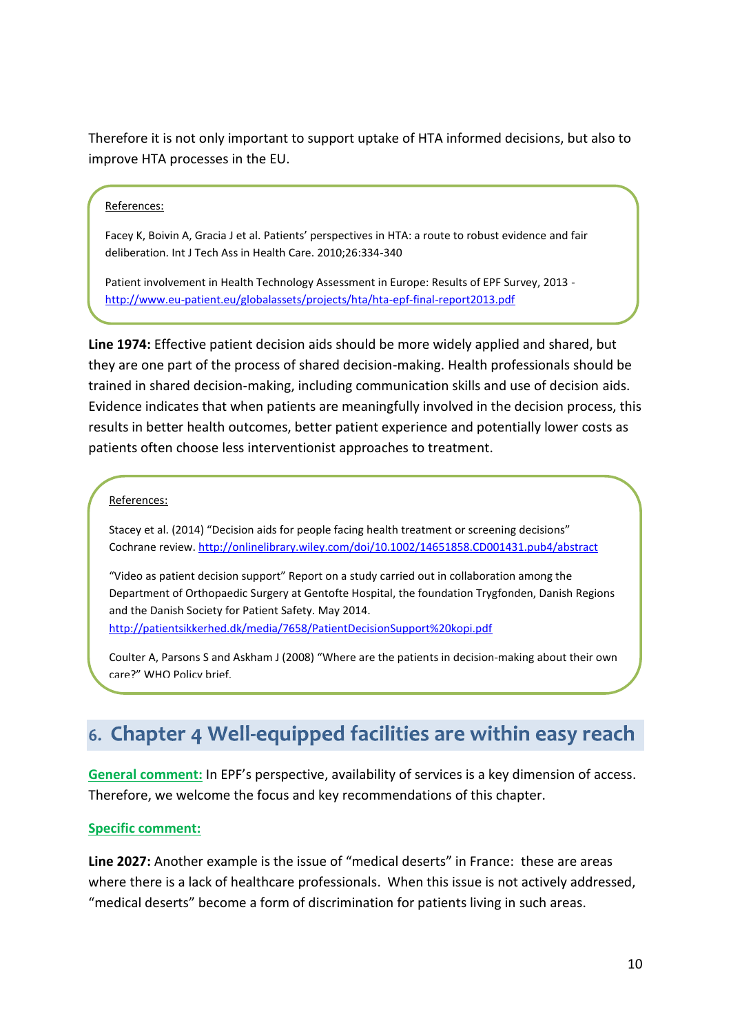Therefore it is not only important to support uptake of HTA informed decisions, but also to improve HTA processes in the EU.

> References:
>
> Facey K, Boivin A, Gracia J et al. Patients' perspectives in HTA: a route to robust evidence and fair deliberation. Int J Tech Ass in Health Care. 2010;26:334-340
>
> Patient involvement in Health Technology Assessment in Europe: Results of EPF Survey, 2013 - http://www.eu-patient.eu/globalassets/projects/hta/hta-epf-final-report2013.pdf

**Line 1974:** Effective patient decision aids should be more widely applied and shared, but they are one part of the process of shared decision-making. Health professionals should be trained in shared decision-making, including communication skills and use of decision aids. Evidence indicates that when patients are meaningfully involved in the decision process, this results in better health outcomes, better patient experience and potentially lower costs as patients often choose less interventionist approaches to treatment.

> References:
>
> Stacey et al. (2014) "Decision aids for people facing health treatment or screening decisions" Cochrane review. http://onlinelibrary.wiley.com/doi/10.1002/14651858.CD001431.pub4/abstract
>
> "Video as patient decision support" Report on a study carried out in collaboration among the Department of Orthopaedic Surgery at Gentofte Hospital, the foundation Trygfonden, Danish Regions and the Danish Society for Patient Safety. May 2014. http://patientsikkerhed.dk/media/7658/PatientDecisionSupport%20kopi.pdf
>
> Coulter A, Parsons S and Askham J (2008) "Where are the patients in decision-making about their own care?" WHO Policy brief.

## 6. Chapter 4 Well-equipped facilities are within easy reach

**General comment:** In EPF's perspective, availability of services is a key dimension of access. Therefore, we welcome the focus and key recommendations of this chapter.

**Specific comment:**

**Line 2027:** Another example is the issue of "medical deserts" in France: these are areas where there is a lack of healthcare professionals. When this issue is not actively addressed, "medical deserts" become a form of discrimination for patients living in such areas.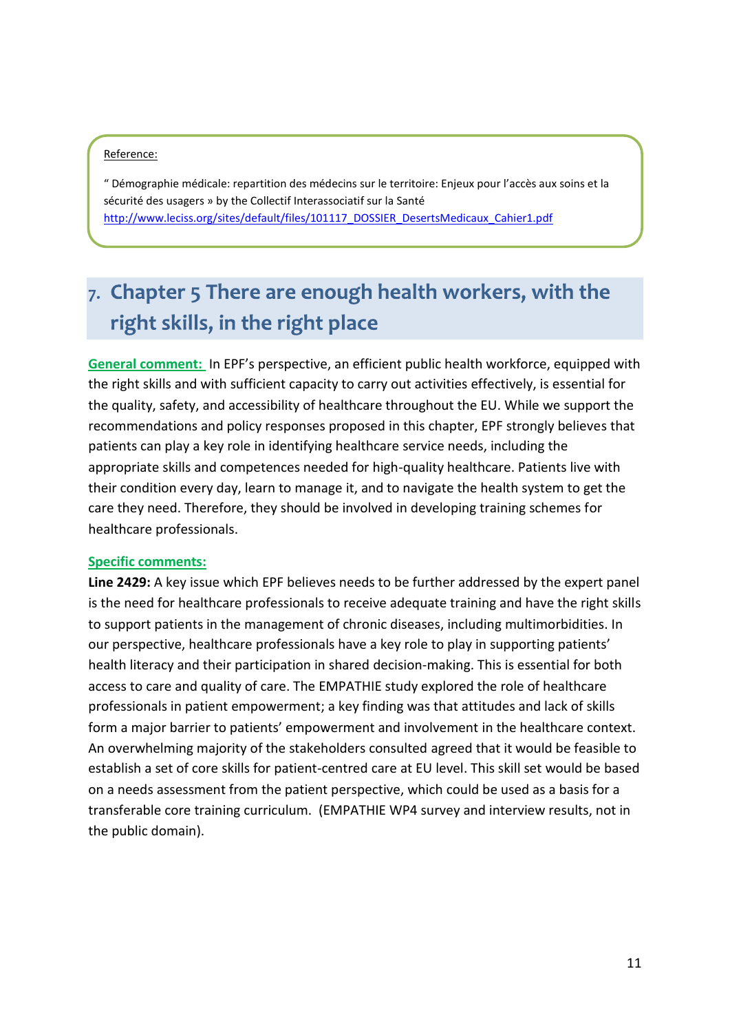Reference:

" Démographie médicale: repartition des médecins sur le territoire: Enjeux pour l'accès aux soins et la sécurité des usagers » by the Collectif Interassociatif sur la Santé
http://www.leciss.org/sites/default/files/101117_DOSSIER_DesertsMedicaux_Cahier1.pdf

# 7. Chapter 5 There are enough health workers, with the right skills, in the right place

**General comment:** In EPF's perspective, an efficient public health workforce, equipped with the right skills and with sufficient capacity to carry out activities effectively, is essential for the quality, safety, and accessibility of healthcare throughout the EU. While we support the recommendations and policy responses proposed in this chapter, EPF strongly believes that patients can play a key role in identifying healthcare service needs, including the appropriate skills and competences needed for high-quality healthcare. Patients live with their condition every day, learn to manage it, and to navigate the health system to get the care they need. Therefore, they should be involved in developing training schemes for healthcare professionals.

**Specific comments:**

**Line 2429:** A key issue which EPF believes needs to be further addressed by the expert panel is the need for healthcare professionals to receive adequate training and have the right skills to support patients in the management of chronic diseases, including multimorbidities. In our perspective, healthcare professionals have a key role to play in supporting patients' health literacy and their participation in shared decision-making. This is essential for both access to care and quality of care. The EMPATHIE study explored the role of healthcare professionals in patient empowerment; a key finding was that attitudes and lack of skills form a major barrier to patients' empowerment and involvement in the healthcare context. An overwhelming majority of the stakeholders consulted agreed that it would be feasible to establish a set of core skills for patient-centred care at EU level. This skill set would be based on a needs assessment from the patient perspective, which could be used as a basis for a transferable core training curriculum. (EMPATHIE WP4 survey and interview results, not in the public domain).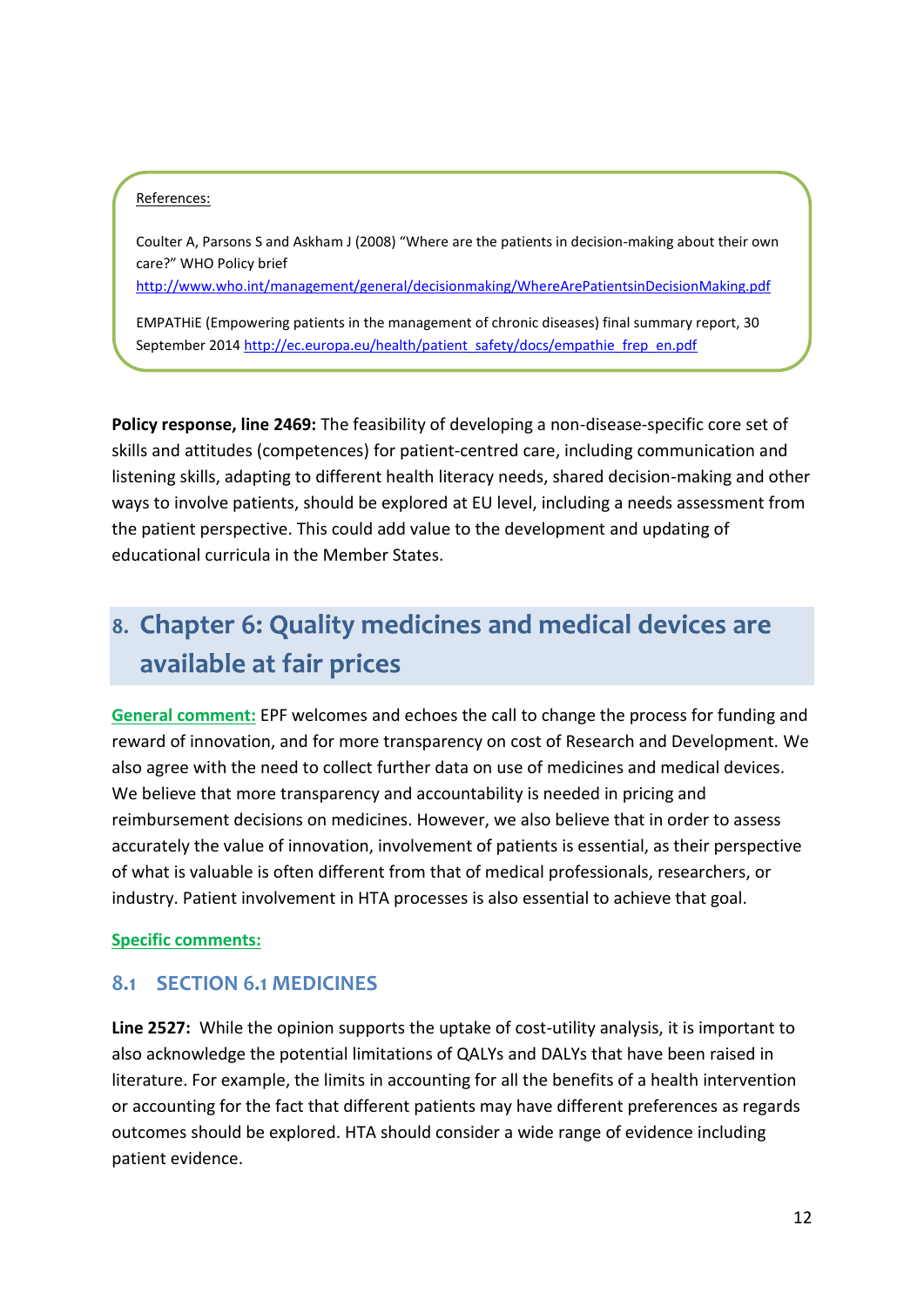References:

Coulter A, Parsons S and Askham J (2008) "Where are the patients in decision-making about their own care?" WHO Policy brief http://www.who.int/management/general/decisionmaking/WhereArePatientsinDecisionMaking.pdf

EMPATHiE (Empowering patients in the management of chronic diseases) final summary report, 30 September 2014 http://ec.europa.eu/health/patient_safety/docs/empathie_frep_en.pdf

**Policy response, line 2469:** The feasibility of developing a non-disease-specific core set of skills and attitudes (competences) for patient-centred care, including communication and listening skills, adapting to different health literacy needs, shared decision-making and other ways to involve patients, should be explored at EU level, including a needs assessment from the patient perspective. This could add value to the development and updating of educational curricula in the Member States.

# 8. Chapter 6: Quality medicines and medical devices are available at fair prices

**General comment:** EPF welcomes and echoes the call to change the process for funding and reward of innovation, and for more transparency on cost of Research and Development. We also agree with the need to collect further data on use of medicines and medical devices. We believe that more transparency and accountability is needed in pricing and reimbursement decisions on medicines. However, we also believe that in order to assess accurately the value of innovation, involvement of patients is essential, as their perspective of what is valuable is often different from that of medical professionals, researchers, or industry. Patient involvement in HTA processes is also essential to achieve that goal.

**Specific comments:**

## 8.1 SECTION 6.1 MEDICINES

**Line 2527:** While the opinion supports the uptake of cost-utility analysis, it is important to also acknowledge the potential limitations of QALYs and DALYs that have been raised in literature. For example, the limits in accounting for all the benefits of a health intervention or accounting for the fact that different patients may have different preferences as regards outcomes should be explored. HTA should consider a wide range of evidence including patient evidence.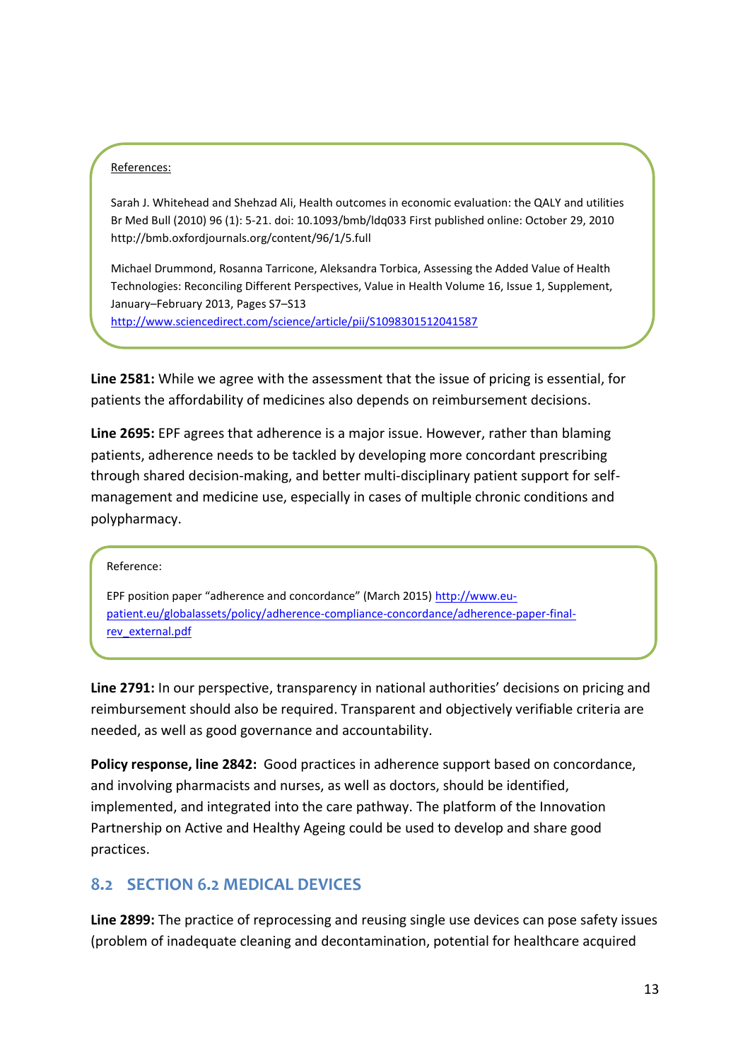References:

Sarah J. Whitehead and Shehzad Ali, Health outcomes in economic evaluation: the QALY and utilities Br Med Bull (2010) 96 (1): 5-21. doi: 10.1093/bmb/ldq033 First published online: October 29, 2010 http://bmb.oxfordjournals.org/content/96/1/5.full

Michael Drummond, Rosanna Tarricone, Aleksandra Torbica, Assessing the Added Value of Health Technologies: Reconciling Different Perspectives, Value in Health Volume 16, Issue 1, Supplement, January–February 2013, Pages S7–S13 http://www.sciencedirect.com/science/article/pii/S1098301512041587

**Line 2581:** While we agree with the assessment that the issue of pricing is essential, for patients the affordability of medicines also depends on reimbursement decisions.

**Line 2695:** EPF agrees that adherence is a major issue. However, rather than blaming patients, adherence needs to be tackled by developing more concordant prescribing through shared decision-making, and better multi-disciplinary patient support for self-management and medicine use, especially in cases of multiple chronic conditions and polypharmacy.

Reference:

EPF position paper "adherence and concordance" (March 2015) http://www.eu-patient.eu/globalassets/policy/adherence-compliance-concordance/adherence-paper-final-rev_external.pdf

**Line 2791:** In our perspective, transparency in national authorities' decisions on pricing and reimbursement should also be required. Transparent and objectively verifiable criteria are needed, as well as good governance and accountability.

**Policy response, line 2842:** Good practices in adherence support based on concordance, and involving pharmacists and nurses, as well as doctors, should be identified, implemented, and integrated into the care pathway. The platform of the Innovation Partnership on Active and Healthy Ageing could be used to develop and share good practices.

## 8.2 SECTION 6.2 MEDICAL DEVICES

**Line 2899:** The practice of reprocessing and reusing single use devices can pose safety issues (problem of inadequate cleaning and decontamination, potential for healthcare acquired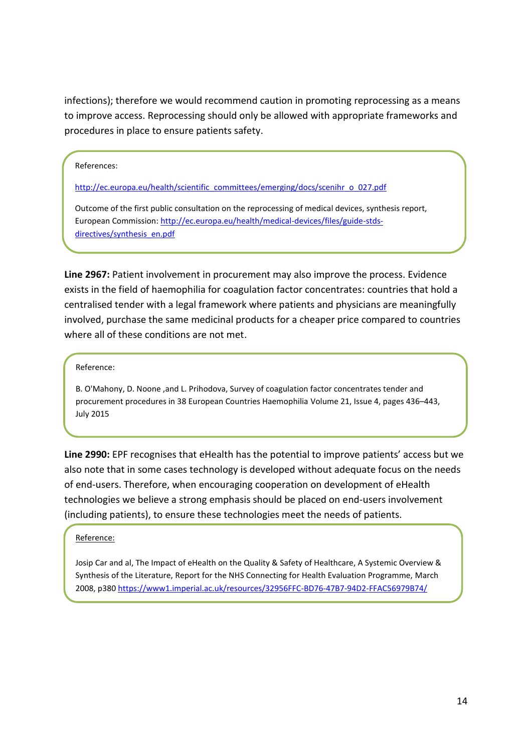infections); therefore we would recommend caution in promoting reprocessing as a means to improve access. Reprocessing should only be allowed with appropriate frameworks and procedures in place to ensure patients safety.

References:

http://ec.europa.eu/health/scientific_committees/emerging/docs/scenihr_o_027.pdf

Outcome of the first public consultation on the reprocessing of medical devices, synthesis report, European Commission: http://ec.europa.eu/health/medical-devices/files/guide-stds-directives/synthesis_en.pdf

**Line 2967:** Patient involvement in procurement may also improve the process. Evidence exists in the field of haemophilia for coagulation factor concentrates: countries that hold a centralised tender with a legal framework where patients and physicians are meaningfully involved, purchase the same medicinal products for a cheaper price compared to countries where all of these conditions are not met.

Reference:

B. O'Mahony, D. Noone ,and L. Prihodova, Survey of coagulation factor concentrates tender and procurement procedures in 38 European Countries Haemophilia Volume 21, Issue 4, pages 436–443, July 2015

**Line 2990:** EPF recognises that eHealth has the potential to improve patients' access but we also note that in some cases technology is developed without adequate focus on the needs of end-users. Therefore, when encouraging cooperation on development of eHealth technologies we believe a strong emphasis should be placed on end-users involvement (including patients), to ensure these technologies meet the needs of patients.

Reference:

Josip Car and al, The Impact of eHealth on the Quality & Safety of Healthcare, A Systemic Overview & Synthesis of the Literature, Report for the NHS Connecting for Health Evaluation Programme, March 2008, p380 https://www1.imperial.ac.uk/resources/32956FFC-BD76-47B7-94D2-FFAC56979B74/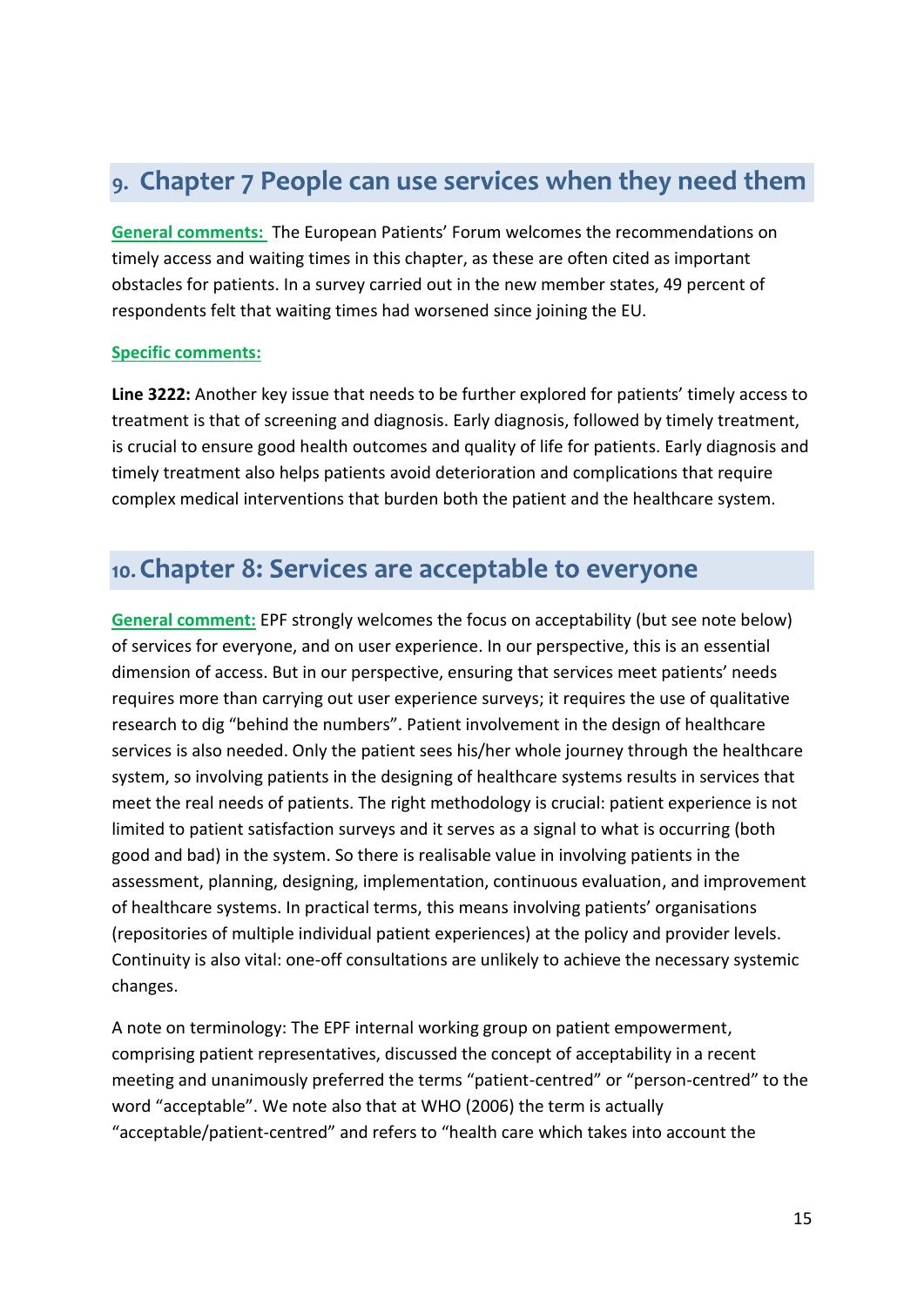## 9. Chapter 7 People can use services when they need them

<u>**General comments:**</u> The European Patients' Forum welcomes the recommendations on timely access and waiting times in this chapter, as these are often cited as important obstacles for patients. In a survey carried out in the new member states, 49 percent of respondents felt that waiting times had worsened since joining the EU.

<u>**Specific comments:**</u>

**Line 3222:** Another key issue that needs to be further explored for patients' timely access to treatment is that of screening and diagnosis. Early diagnosis, followed by timely treatment, is crucial to ensure good health outcomes and quality of life for patients. Early diagnosis and timely treatment also helps patients avoid deterioration and complications that require complex medical interventions that burden both the patient and the healthcare system.

## 10. Chapter 8: Services are acceptable to everyone

<u>**General comment:**</u> EPF strongly welcomes the focus on acceptability (but see note below) of services for everyone, and on user experience. In our perspective, this is an essential dimension of access. But in our perspective, ensuring that services meet patients' needs requires more than carrying out user experience surveys; it requires the use of qualitative research to dig "behind the numbers". Patient involvement in the design of healthcare services is also needed. Only the patient sees his/her whole journey through the healthcare system, so involving patients in the designing of healthcare systems results in services that meet the real needs of patients. The right methodology is crucial: patient experience is not limited to patient satisfaction surveys and it serves as a signal to what is occurring (both good and bad) in the system. So there is realisable value in involving patients in the assessment, planning, designing, implementation, continuous evaluation, and improvement of healthcare systems. In practical terms, this means involving patients' organisations (repositories of multiple individual patient experiences) at the policy and provider levels. Continuity is also vital: one-off consultations are unlikely to achieve the necessary systemic changes.

A note on terminology: The EPF internal working group on patient empowerment, comprising patient representatives, discussed the concept of acceptability in a recent meeting and unanimously preferred the terms "patient-centred" or "person-centred" to the word "acceptable". We note also that at WHO (2006) the term is actually "acceptable/patient-centred" and refers to "health care which takes into account the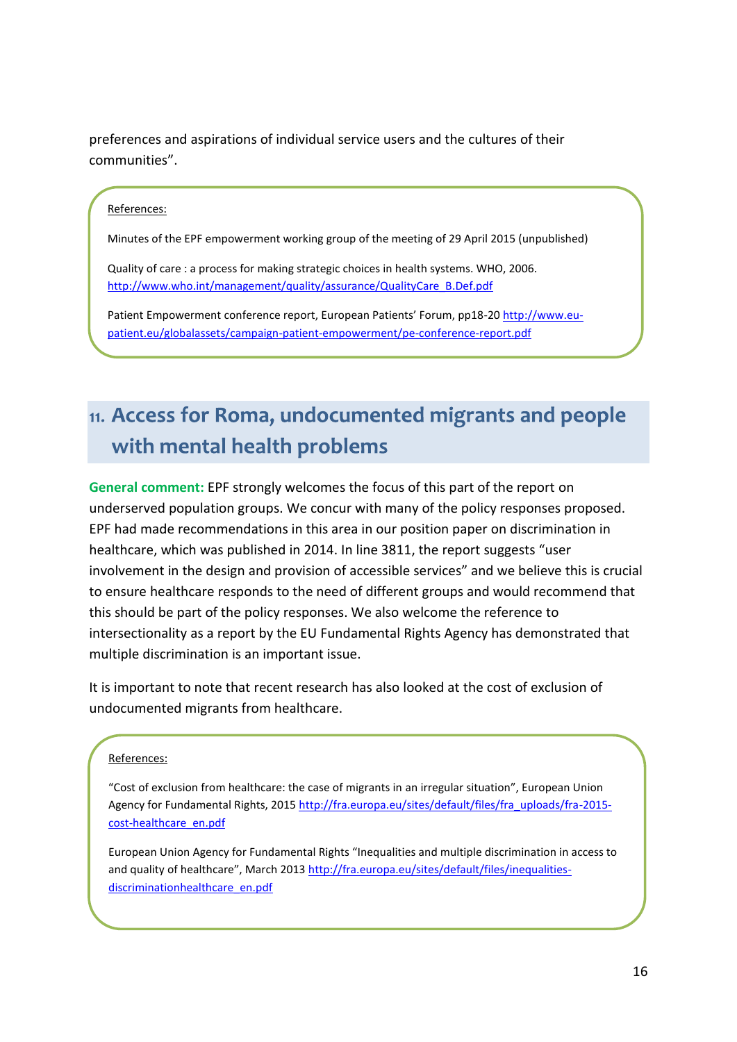preferences and aspirations of individual service users and the cultures of their communities".

References:

Minutes of the EPF empowerment working group of the meeting of 29 April 2015 (unpublished)

Quality of care : a process for making strategic choices in health systems. WHO, 2006. http://www.who.int/management/quality/assurance/QualityCare_B.Def.pdf

Patient Empowerment conference report, European Patients' Forum, pp18-20 http://www.eu-patient.eu/globalassets/campaign-patient-empowerment/pe-conference-report.pdf

## 11. Access for Roma, undocumented migrants and people with mental health problems

**General comment:** EPF strongly welcomes the focus of this part of the report on underserved population groups. We concur with many of the policy responses proposed. EPF had made recommendations in this area in our position paper on discrimination in healthcare, which was published in 2014. In line 3811, the report suggests "user involvement in the design and provision of accessible services" and we believe this is crucial to ensure healthcare responds to the need of different groups and would recommend that this should be part of the policy responses. We also welcome the reference to intersectionality as a report by the EU Fundamental Rights Agency has demonstrated that multiple discrimination is an important issue.

It is important to note that recent research has also looked at the cost of exclusion of undocumented migrants from healthcare.

References:

"Cost of exclusion from healthcare: the case of migrants in an irregular situation", European Union Agency for Fundamental Rights, 2015 http://fra.europa.eu/sites/default/files/fra_uploads/fra-2015-cost-healthcare_en.pdf

European Union Agency for Fundamental Rights "Inequalities and multiple discrimination in access to and quality of healthcare", March 2013 http://fra.europa.eu/sites/default/files/inequalities-discriminationhealthcare_en.pdf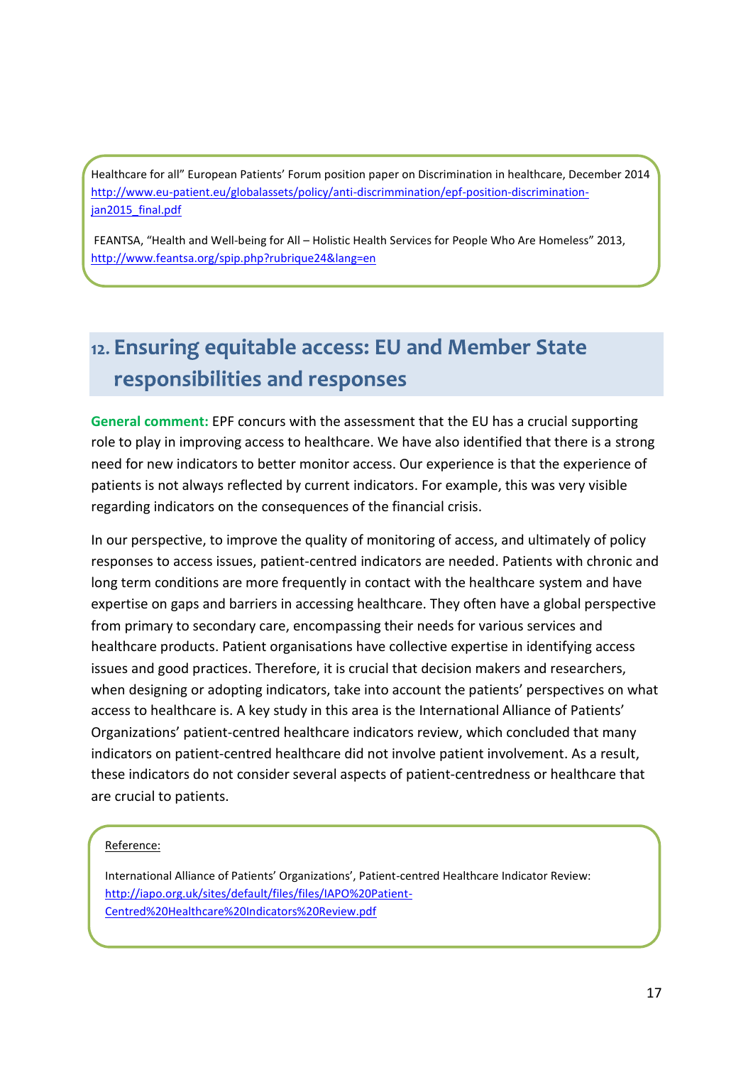Healthcare for all" European Patients' Forum position paper on Discrimination in healthcare, December 2014 [http://www.eu-patient.eu/globalassets/policy/anti-discrimmination/epf-position-discrimination-jan2015_final.pdf](http://www.eu-patient.eu/globalassets/policy/anti-discrimmination/epf-position-discrimination-jan2015_final.pdf)

FEANTSA, "Health and Well-being for All – Holistic Health Services for People Who Are Homeless" 2013, [http://www.feantsa.org/spip.php?rubrique24&lang=en](http://www.feantsa.org/spip.php?rubrique24&lang=en)

## 12. Ensuring equitable access: EU and Member State responsibilities and responses

**General comment:** EPF concurs with the assessment that the EU has a crucial supporting role to play in improving access to healthcare. We have also identified that there is a strong need for new indicators to better monitor access. Our experience is that the experience of patients is not always reflected by current indicators. For example, this was very visible regarding indicators on the consequences of the financial crisis.

In our perspective, to improve the quality of monitoring of access, and ultimately of policy responses to access issues, patient-centred indicators are needed. Patients with chronic and long term conditions are more frequently in contact with the healthcare system and have expertise on gaps and barriers in accessing healthcare. They often have a global perspective from primary to secondary care, encompassing their needs for various services and healthcare products. Patient organisations have collective expertise in identifying access issues and good practices. Therefore, it is crucial that decision makers and researchers, when designing or adopting indicators, take into account the patients' perspectives on what access to healthcare is. A key study in this area is the International Alliance of Patients' Organizations' patient-centred healthcare indicators review, which concluded that many indicators on patient-centred healthcare did not involve patient involvement. As a result, these indicators do not consider several aspects of patient-centredness or healthcare that are crucial to patients.

Reference:

International Alliance of Patients' Organizations', Patient-centred Healthcare Indicator Review: [http://iapo.org.uk/sites/default/files/files/IAPO%20Patient-Centred%20Healthcare%20Indicators%20Review.pdf](http://iapo.org.uk/sites/default/files/files/IAPO%20Patient-Centred%20Healthcare%20Indicators%20Review.pdf)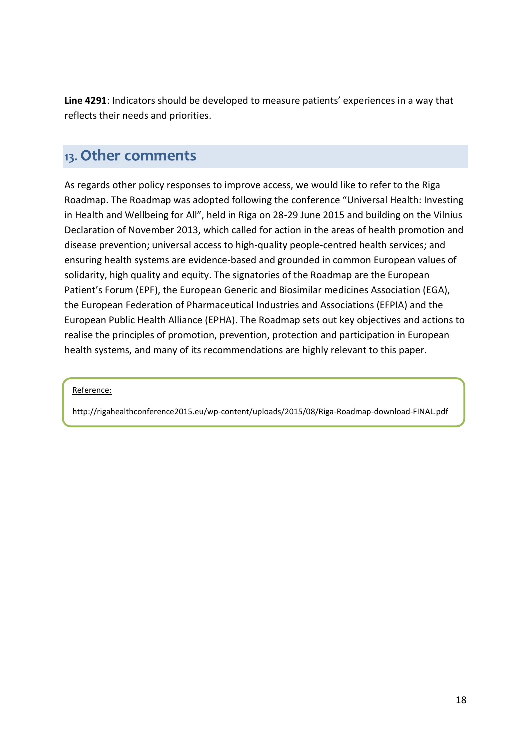**Line 4291**: Indicators should be developed to measure patients' experiences in a way that reflects their needs and priorities.

## 13. Other comments

As regards other policy responses to improve access, we would like to refer to the Riga Roadmap. The Roadmap was adopted following the conference "Universal Health: Investing in Health and Wellbeing for All", held in Riga on 28-29 June 2015 and building on the Vilnius Declaration of November 2013, which called for action in the areas of health promotion and disease prevention; universal access to high-quality people-centred health services; and ensuring health systems are evidence-based and grounded in common European values of solidarity, high quality and equity. The signatories of the Roadmap are the European Patient's Forum (EPF), the European Generic and Biosimilar medicines Association (EGA), the European Federation of Pharmaceutical Industries and Associations (EFPIA) and the European Public Health Alliance (EPHA). The Roadmap sets out key objectives and actions to realise the principles of promotion, prevention, protection and participation in European health systems, and many of its recommendations are highly relevant to this paper.

Reference:

http://rigahealthconference2015.eu/wp-content/uploads/2015/08/Riga-Roadmap-download-FINAL.pdf